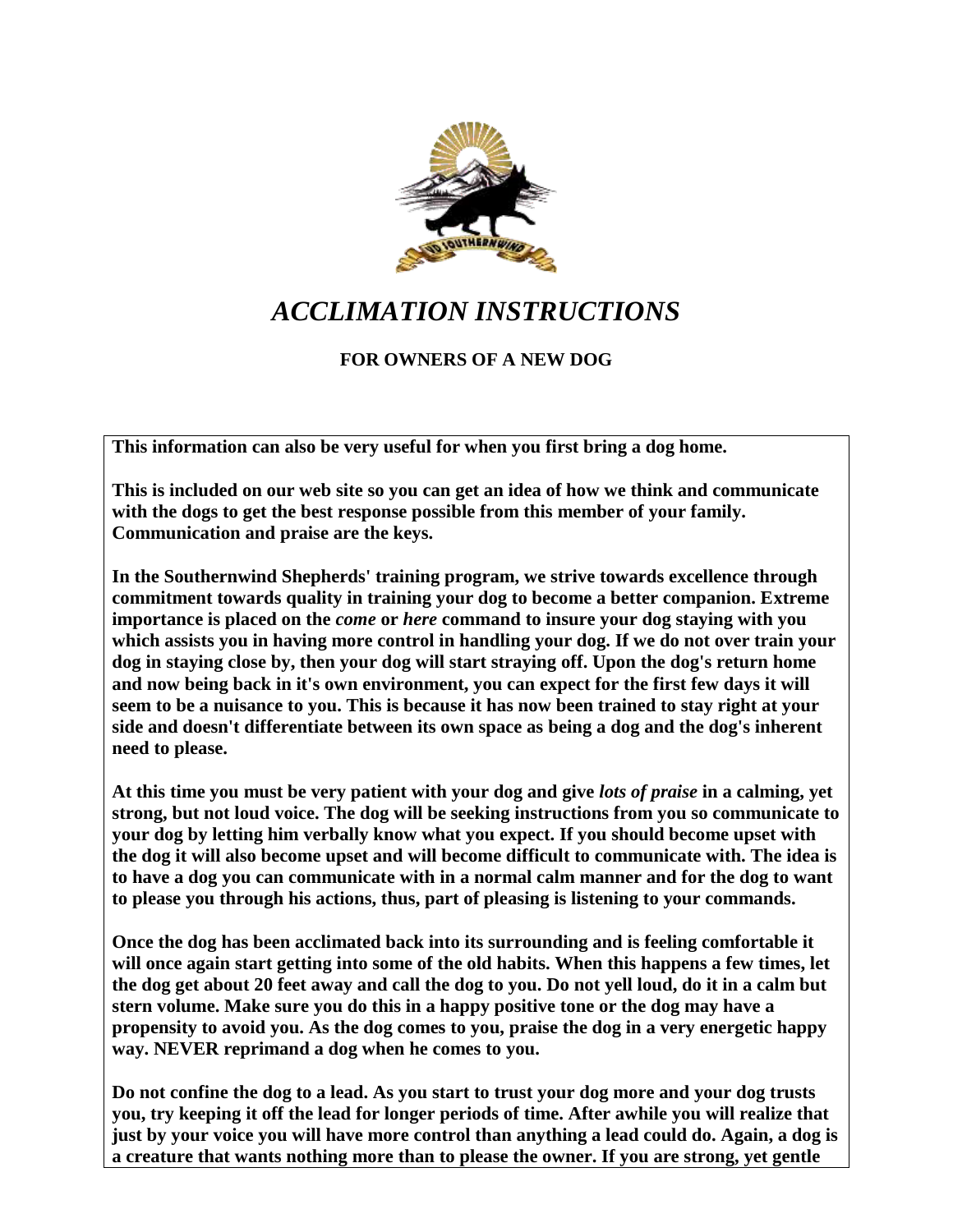# *ACCLIMATION INSTRUCTIONS*

**FOR OWNERS OF A NEW DOG**

**This information can also be very useful for when you first bring a dog home.**

**This is included on our web site so you can get an idea of how we think and communicate with the dogs to get the best response possible from this member of your family. Communication and praise are the keys.**

**In the Southernwind Shepherds' training program, we strive towards excellence through commitment towards quality in training your dog to become a better companion. Extreme importance is placed on the *come* or *here* command to insure your dog staying with you which assists you in having more control in handling your dog. If we do not over train your dog in staying close by, then your dog will start straying off. Upon the dog's return home and now being back in it's own environment, you can expect for the first few days it will seem to be a nuisance to you. This is because it has now been trained to stay right at your side and doesn't differentiate between its own space as being a dog and the dog's inherent need to please.**

**At this time you must be very patient with your dog and give *lots of praise* in a calming, yet strong, but not loud voice. The dog will be seeking instructions from you so communicate to your dog by letting him verbally know what you expect. If you should become upset with the dog it will also become upset and will become difficult to communicate with. The idea is to have a dog you can communicate with in a normal calm manner and for the dog to want to please you through his actions, thus, part of pleasing is listening to your commands.**

**Once the dog has been acclimated back into its surrounding and is feeling comfortable it will once again start getting into some of the old habits. When this happens a few times, let the dog get about 20 feet away and call the dog to you. Do not yell loud, do it in a calm but stern volume. Make sure you do this in a happy positive tone or the dog may have a propensity to avoid you. As the dog comes to you, praise the dog in a very energetic happy way. NEVER reprimand a dog when he comes to you.**

**Do not confine the dog to a lead. As you start to trust your dog more and your dog trusts you, try keeping it off the lead for longer periods of time. After awhile you will realize that just by your voice you will have more control than anything a lead could do. Again, a dog is a creature that wants nothing more than to please the owner. If you are strong, yet gentle**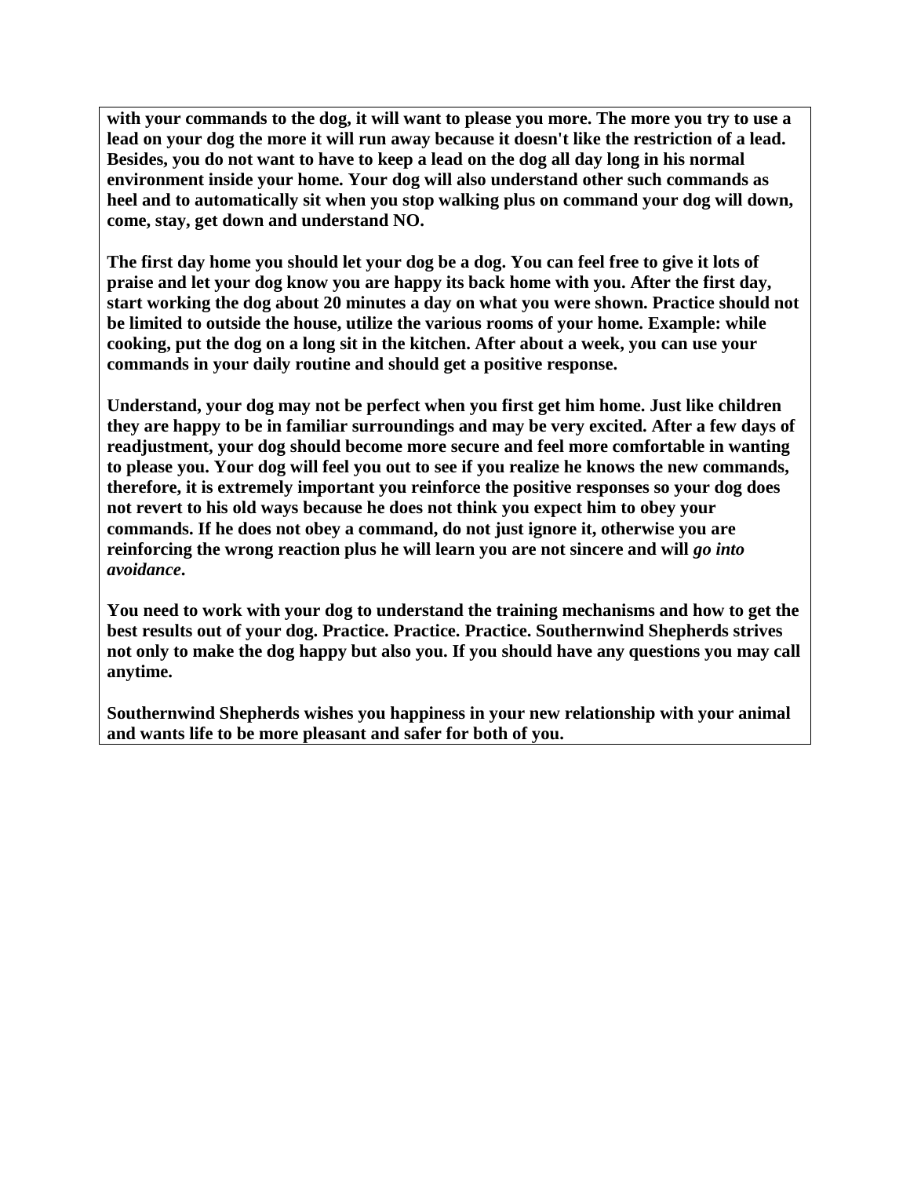**with your commands to the dog, it will want to please you more. The more you try to use a lead on your dog the more it will run away because it doesn't like the restriction of a lead. Besides, you do not want to have to keep a lead on the dog all day long in his normal environment inside your home. Your dog will also understand other such commands as heel and to automatically sit when you stop walking plus on command your dog will down, come, stay, get down and understand NO.**

**The first day home you should let your dog be a dog. You can feel free to give it lots of praise and let your dog know you are happy its back home with you. After the first day, start working the dog about 20 minutes a day on what you were shown. Practice should not be limited to outside the house, utilize the various rooms of your home. Example: while cooking, put the dog on a long sit in the kitchen. After about a week, you can use your commands in your daily routine and should get a positive response.**

**Understand, your dog may not be perfect when you first get him home. Just like children they are happy to be in familiar surroundings and may be very excited. After a few days of readjustment, your dog should become more secure and feel more comfortable in wanting to please you. Your dog will feel you out to see if you realize he knows the new commands, therefore, it is extremely important you reinforce the positive responses so your dog does not revert to his old ways because he does not think you expect him to obey your commands. If he does not obey a command, do not just ignore it, otherwise you are reinforcing the wrong reaction plus he will learn you are not sincere and will *go into avoidance*.**

**You need to work with your dog to understand the training mechanisms and how to get the best results out of your dog. Practice. Practice. Practice. Southernwind Shepherds strives not only to make the dog happy but also you. If you should have any questions you may call anytime.**

**Southernwind Shepherds wishes you happiness in your new relationship with your animal and wants life to be more pleasant and safer for both of you.**